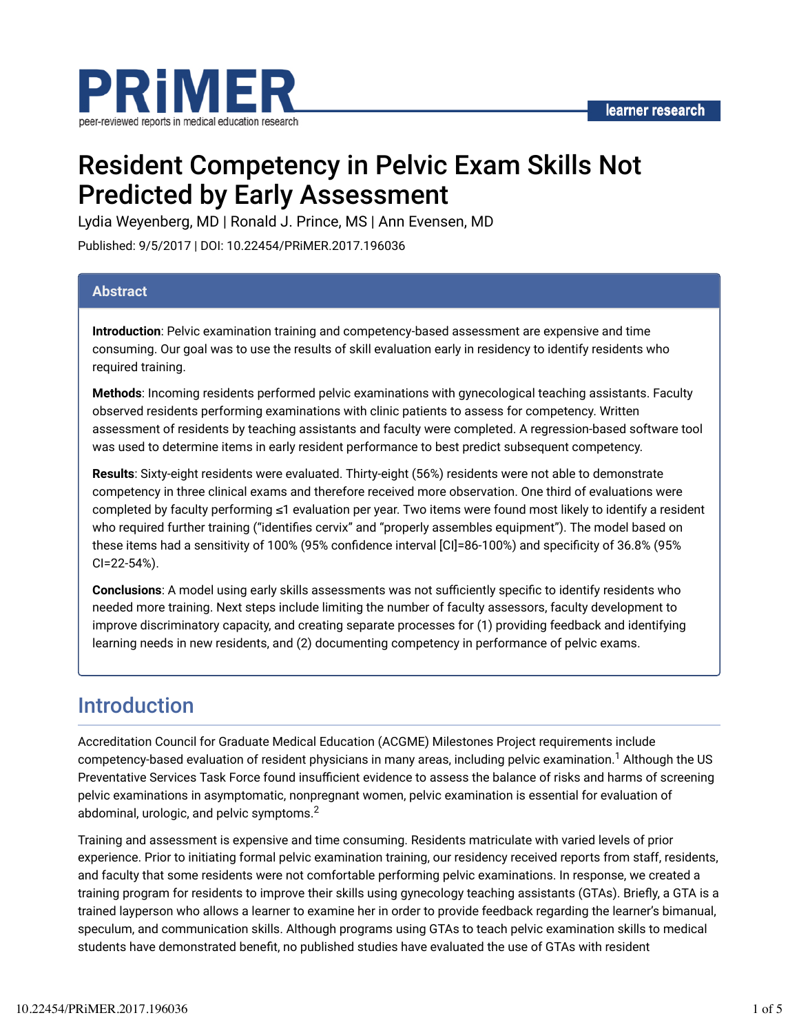# Resident Competency in Pelvic Exam Skills Not Predicted by Early Assessment

Lydia Weyenberg, MD | Ronald J. Prince, MS | Ann Evensen, MD

Published: 9/5/2017 | DOI: 10.22454/PRiMER.2017.196036

## Abstract

**Introduction**: Pelvic examination training and competency-based assessment are expensive and time consuming. Our goal was to use the results of skill evaluation early in residency to identify residents who required training.

**Methods**: Incoming residents performed pelvic examinations with gynecological teaching assistants. Faculty observed residents performing examinations with clinic patients to assess for competency. Written assessment of residents by teaching assistants and faculty were completed. A regression-based software tool was used to determine items in early resident performance to best predict subsequent competency.

**Results**: Sixty-eight residents were evaluated. Thirty-eight (56%) residents were not able to demonstrate competency in three clinical exams and therefore received more observation. One third of evaluations were completed by faculty performing ≤1 evaluation per year. Two items were found most likely to identify a resident who required further training ("identifies cervix" and "properly assembles equipment"). The model based on these items had a sensitivity of 100% (95% confidence interval [CI]=86-100%) and specificity of 36.8% (95% CI=22-54%).

**Conclusions**: A model using early skills assessments was not sufficiently specific to identify residents who needed more training. Next steps include limiting the number of faculty assessors, faculty development to improve discriminatory capacity, and creating separate processes for (1) providing feedback and identifying learning needs in new residents, and (2) documenting competency in performance of pelvic exams.

## Introduction

Accreditation Council for Graduate Medical Education (ACGME) Milestones Project requirements include competency-based evaluation of resident physicians in many areas, including pelvic examination.[1] Although the US Preventative Services Task Force found insufficient evidence to assess the balance of risks and harms of screening pelvic examinations in asymptomatic, nonpregnant women, pelvic examination is essential for evaluation of abdominal, urologic, and pelvic symptoms.[2]

Training and assessment is expensive and time consuming. Residents matriculate with varied levels of prior experience. Prior to initiating formal pelvic examination training, our residency received reports from staff, residents, and faculty that some residents were not comfortable performing pelvic examinations. In response, we created a training program for residents to improve their skills using gynecology teaching assistants (GTAs). Briefly, a GTA is a trained layperson who allows a learner to examine her in order to provide feedback regarding the learner's bimanual, speculum, and communication skills. Although programs using GTAs to teach pelvic examination skills to medical students have demonstrated benefit, no published studies have evaluated the use of GTAs with resident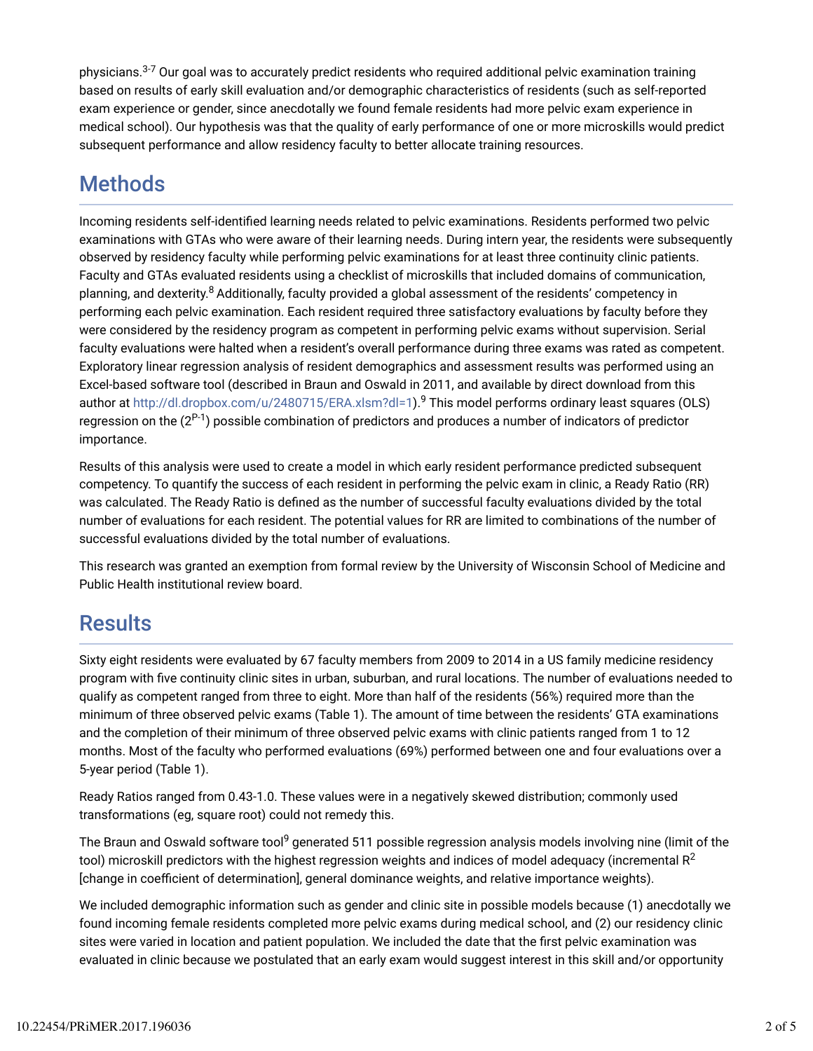physicians.[3-7] Our goal was to accurately predict residents who required additional pelvic examination training based on results of early skill evaluation and/or demographic characteristics of residents (such as self-reported exam experience or gender, since anecdotally we found female residents had more pelvic exam experience in medical school). Our hypothesis was that the quality of early performance of one or more microskills would predict subsequent performance and allow residency faculty to better allocate training resources.

## Methods

Incoming residents self-identified learning needs related to pelvic examinations. Residents performed two pelvic examinations with GTAs who were aware of their learning needs. During intern year, the residents were subsequently observed by residency faculty while performing pelvic examinations for at least three continuity clinic patients. Faculty and GTAs evaluated residents using a checklist of microskills that included domains of communication, planning, and dexterity.[8] Additionally, faculty provided a global assessment of the residents' competency in performing each pelvic examination. Each resident required three satisfactory evaluations by faculty before they were considered by the residency program as competent in performing pelvic exams without supervision. Serial faculty evaluations were halted when a resident's overall performance during three exams was rated as competent. Exploratory linear regression analysis of resident demographics and assessment results was performed using an Excel-based software tool (described in Braun and Oswald in 2011, and available by direct download from this author at http://dl.dropbox.com/u/2480715/ERA.xlsm?dl=1).[9] This model performs ordinary least squares (OLS) regression on the ($2^{P-1}$) possible combination of predictors and produces a number of indicators of predictor importance.

Results of this analysis were used to create a model in which early resident performance predicted subsequent competency. To quantify the success of each resident in performing the pelvic exam in clinic, a Ready Ratio (RR) was calculated. The Ready Ratio is defined as the number of successful faculty evaluations divided by the total number of evaluations for each resident. The potential values for RR are limited to combinations of the number of successful evaluations divided by the total number of evaluations.

This research was granted an exemption from formal review by the University of Wisconsin School of Medicine and Public Health institutional review board.

## Results

Sixty eight residents were evaluated by 67 faculty members from 2009 to 2014 in a US family medicine residency program with five continuity clinic sites in urban, suburban, and rural locations. The number of evaluations needed to qualify as competent ranged from three to eight. More than half of the residents (56%) required more than the minimum of three observed pelvic exams (Table 1). The amount of time between the residents' GTA examinations and the completion of their minimum of three observed pelvic exams with clinic patients ranged from 1 to 12 months. Most of the faculty who performed evaluations (69%) performed between one and four evaluations over a 5-year period (Table 1).

Ready Ratios ranged from 0.43-1.0. These values were in a negatively skewed distribution; commonly used transformations (eg, square root) could not remedy this.

The Braun and Oswald software tool[9] generated 511 possible regression analysis models involving nine (limit of the tool) microskill predictors with the highest regression weights and indices of model adequacy (incremental $R^2$ [change in coefficient of determination], general dominance weights, and relative importance weights).

We included demographic information such as gender and clinic site in possible models because (1) anecdotally we found incoming female residents completed more pelvic exams during medical school, and (2) our residency clinic sites were varied in location and patient population. We included the date that the first pelvic examination was evaluated in clinic because we postulated that an early exam would suggest interest in this skill and/or opportunity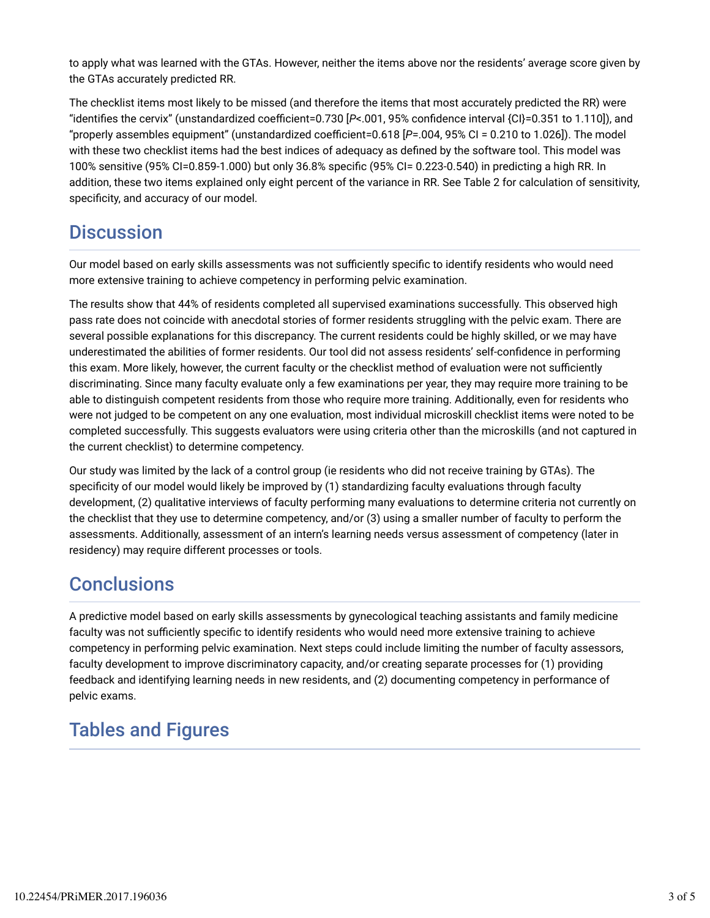to apply what was learned with the GTAs. However, neither the items above nor the residents' average score given by the GTAs accurately predicted RR.

The checklist items most likely to be missed (and therefore the items that most accurately predicted the RR) were "identifies the cervix" (unstandardized coefficient=0.730 [$P$<.001, 95% confidence interval {CI}=0.351 to 1.110]), and "properly assembles equipment" (unstandardized coefficient=0.618 [$P$=.004, 95% CI = 0.210 to 1.026]). The model with these two checklist items had the best indices of adequacy as defined by the software tool. This model was 100% sensitive (95% CI=0.859-1.000) but only 36.8% specific (95% CI= 0.223-0.540) in predicting a high RR. In addition, these two items explained only eight percent of the variance in RR. See Table 2 for calculation of sensitivity, specificity, and accuracy of our model.

## Discussion

Our model based on early skills assessments was not sufficiently specific to identify residents who would need more extensive training to achieve competency in performing pelvic examination.

The results show that 44% of residents completed all supervised examinations successfully. This observed high pass rate does not coincide with anecdotal stories of former residents struggling with the pelvic exam. There are several possible explanations for this discrepancy. The current residents could be highly skilled, or we may have underestimated the abilities of former residents. Our tool did not assess residents' self-confidence in performing this exam. More likely, however, the current faculty or the checklist method of evaluation were not sufficiently discriminating. Since many faculty evaluate only a few examinations per year, they may require more training to be able to distinguish competent residents from those who require more training. Additionally, even for residents who were not judged to be competent on any one evaluation, most individual microskill checklist items were noted to be completed successfully. This suggests evaluators were using criteria other than the microskills (and not captured in the current checklist) to determine competency.

Our study was limited by the lack of a control group (ie residents who did not receive training by GTAs). The specificity of our model would likely be improved by (1) standardizing faculty evaluations through faculty development, (2) qualitative interviews of faculty performing many evaluations to determine criteria not currently on the checklist that they use to determine competency, and/or (3) using a smaller number of faculty to perform the assessments. Additionally, assessment of an intern's learning needs versus assessment of competency (later in residency) may require different processes or tools.

## Conclusions

A predictive model based on early skills assessments by gynecological teaching assistants and family medicine faculty was not sufficiently specific to identify residents who would need more extensive training to achieve competency in performing pelvic examination. Next steps could include limiting the number of faculty assessors, faculty development to improve discriminatory capacity, and/or creating separate processes for (1) providing feedback and identifying learning needs in new residents, and (2) documenting competency in performance of pelvic exams.

## Tables and Figures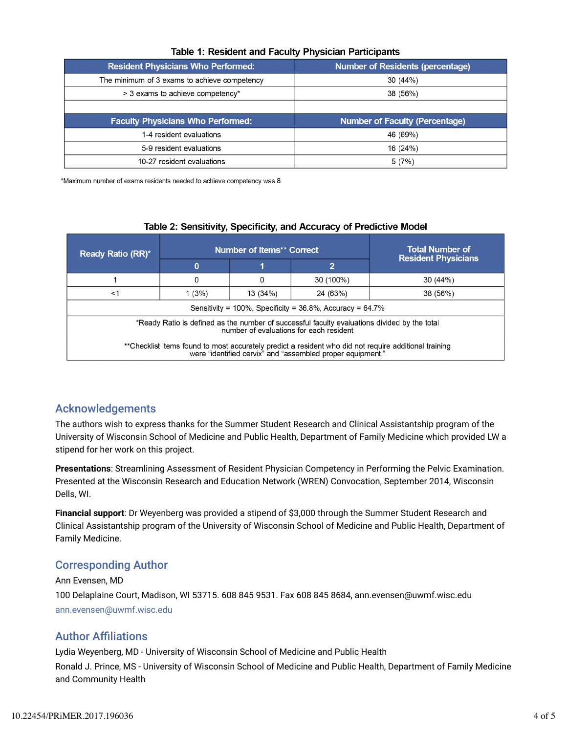**Table 1: Resident and Faculty Physician Participants**

| Resident Physicians Who Performed: | Number of Residents (percentage) |
|---|---|
| The minimum of 3 exams to achieve competency | 30 (44%) |
| > 3 exams to achieve competency* | 38 (56%) |
| | |
| **Faculty Physicians Who Performed:** | **Number of Faculty (Percentage)** |
| 1-4 resident evaluations | 46 (69%) |
| 5-9 resident evaluations | 16 (24%) |
| 10-27 resident evaluations | 5 (7%) |

*Maximum number of exams residents needed to achieve competency was 8

**Table 2: Sensitivity, Specificity, and Accuracy of Predictive Model**

| Ready Ratio (RR)* | Number of Items** Correct | | | Total Number of Resident Physicians |
|---|---|---|---|---|
| | 0 | 1 | 2 | |
| 1 | 0 | 0 | 30 (100%) | 30 (44%) |
| <1 | 1 (3%) | 13 (34%) | 24 (63%) | 38 (56%) |
| Sensitivity = 100%, Specificity = 36.8%, Accuracy = 64.7% | | | | |

*Ready Ratio is defined as the number of successful faculty evaluations divided by the total number of evaluations for each resident

**Checklist items found to most accurately predict a resident who did not require additional training were "identified cervix" and "assembled proper equipment."

## Acknowledgements

The authors wish to express thanks for the Summer Student Research and Clinical Assistantship program of the University of Wisconsin School of Medicine and Public Health, Department of Family Medicine which provided LW a stipend for her work on this project.

**Presentations**: Streamlining Assessment of Resident Physician Competency in Performing the Pelvic Examination. Presented at the Wisconsin Research and Education Network (WREN) Convocation, September 2014, Wisconsin Dells, WI.

**Financial support**: Dr Weyenberg was provided a stipend of $3,000 through the Summer Student Research and Clinical Assistantship program of the University of Wisconsin School of Medicine and Public Health, Department of Family Medicine.

## Corresponding Author

Ann Evensen, MD

100 Delaplaine Court, Madison, WI 53715. 608 845 9531. Fax 608 845 8684, ann.evensen@uwmf.wisc.edu

ann.evensen@uwmf.wisc.edu

## Author Affiliations

Lydia Weyenberg, MD - University of Wisconsin School of Medicine and Public Health

Ronald J. Prince, MS - University of Wisconsin School of Medicine and Public Health, Department of Family Medicine and Community Health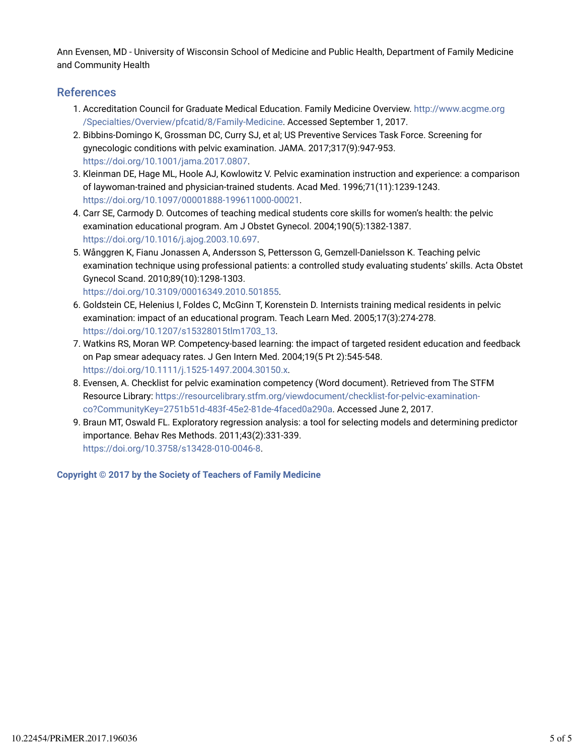Ann Evensen, MD - University of Wisconsin School of Medicine and Public Health, Department of Family Medicine and Community Health

## References

1. Accreditation Council for Graduate Medical Education. Family Medicine Overview. http://www.acgme.org/Specialties/Overview/pfcatid/8/Family-Medicine. Accessed September 1, 2017.
2. Bibbins-Domingo K, Grossman DC, Curry SJ, et al; US Preventive Services Task Force. Screening for gynecologic conditions with pelvic examination. JAMA. 2017;317(9):947-953. https://doi.org/10.1001/jama.2017.0807.
3. Kleinman DE, Hage ML, Hoole AJ, Kowlowitz V. Pelvic examination instruction and experience: a comparison of laywoman-trained and physician-trained students. Acad Med. 1996;71(11):1239-1243. https://doi.org/10.1097/00001888-199611000-00021.
4. Carr SE, Carmody D. Outcomes of teaching medical students core skills for women's health: the pelvic examination educational program. Am J Obstet Gynecol. 2004;190(5):1382-1387. https://doi.org/10.1016/j.ajog.2003.10.697.
5. Wånggren K, Fianu Jonassen A, Andersson S, Pettersson G, Gemzell-Danielsson K. Teaching pelvic examination technique using professional patients: a controlled study evaluating students' skills. Acta Obstet Gynecol Scand. 2010;89(10):1298-1303. https://doi.org/10.3109/00016349.2010.501855.
6. Goldstein CE, Helenius I, Foldes C, McGinn T, Korenstein D. Internists training medical residents in pelvic examination: impact of an educational program. Teach Learn Med. 2005;17(3):274-278. https://doi.org/10.1207/s15328015tlm1703_13.
7. Watkins RS, Moran WP. Competency-based learning: the impact of targeted resident education and feedback on Pap smear adequacy rates. J Gen Intern Med. 2004;19(5 Pt 2):545-548. https://doi.org/10.1111/j.1525-1497.2004.30150.x.
8. Evensen, A. Checklist for pelvic examination competency (Word document). Retrieved from The STFM Resource Library: https://resourcelibrary.stfm.org/viewdocument/checklist-for-pelvic-examination-co?CommunityKey=2751b51d-483f-45e2-81de-4faced0a290a. Accessed June 2, 2017.
9. Braun MT, Oswald FL. Exploratory regression analysis: a tool for selecting models and determining predictor importance. Behav Res Methods. 2011;43(2):331-339. https://doi.org/10.3758/s13428-010-0046-8.

**Copyright © 2017 by the Society of Teachers of Family Medicine**